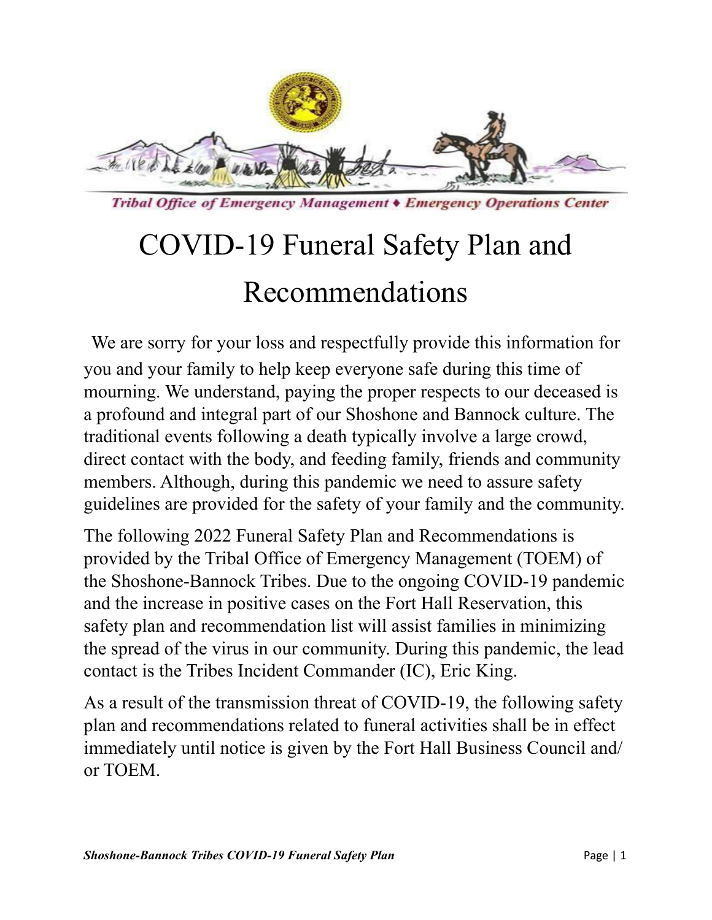*Tribal Office of Emergency Management ♦ Emergency Operations Center*

# COVID-19 Funeral Safety Plan and Recommendations

We are sorry for your loss and respectfully provide this information for you and your family to help keep everyone safe during this time of mourning. We understand, paying the proper respects to our deceased is a profound and integral part of our Shoshone and Bannock culture. The traditional events following a death typically involve a large crowd, direct contact with the body, and feeding family, friends and community members. Although, during this pandemic we need to assure safety guidelines are provided for the safety of your family and the community.

The following 2022 Funeral Safety Plan and Recommendations is provided by the Tribal Office of Emergency Management (TOEM) of the Shoshone-Bannock Tribes. Due to the ongoing COVID-19 pandemic and the increase in positive cases on the Fort Hall Reservation, this safety plan and recommendation list will assist families in minimizing the spread of the virus in our community. During this pandemic, the lead contact is the Tribes Incident Commander (IC), Eric King.

As a result of the transmission threat of COVID-19, the following safety plan and recommendations related to funeral activities shall be in effect immediately until notice is given by the Fort Hall Business Council and/or TOEM.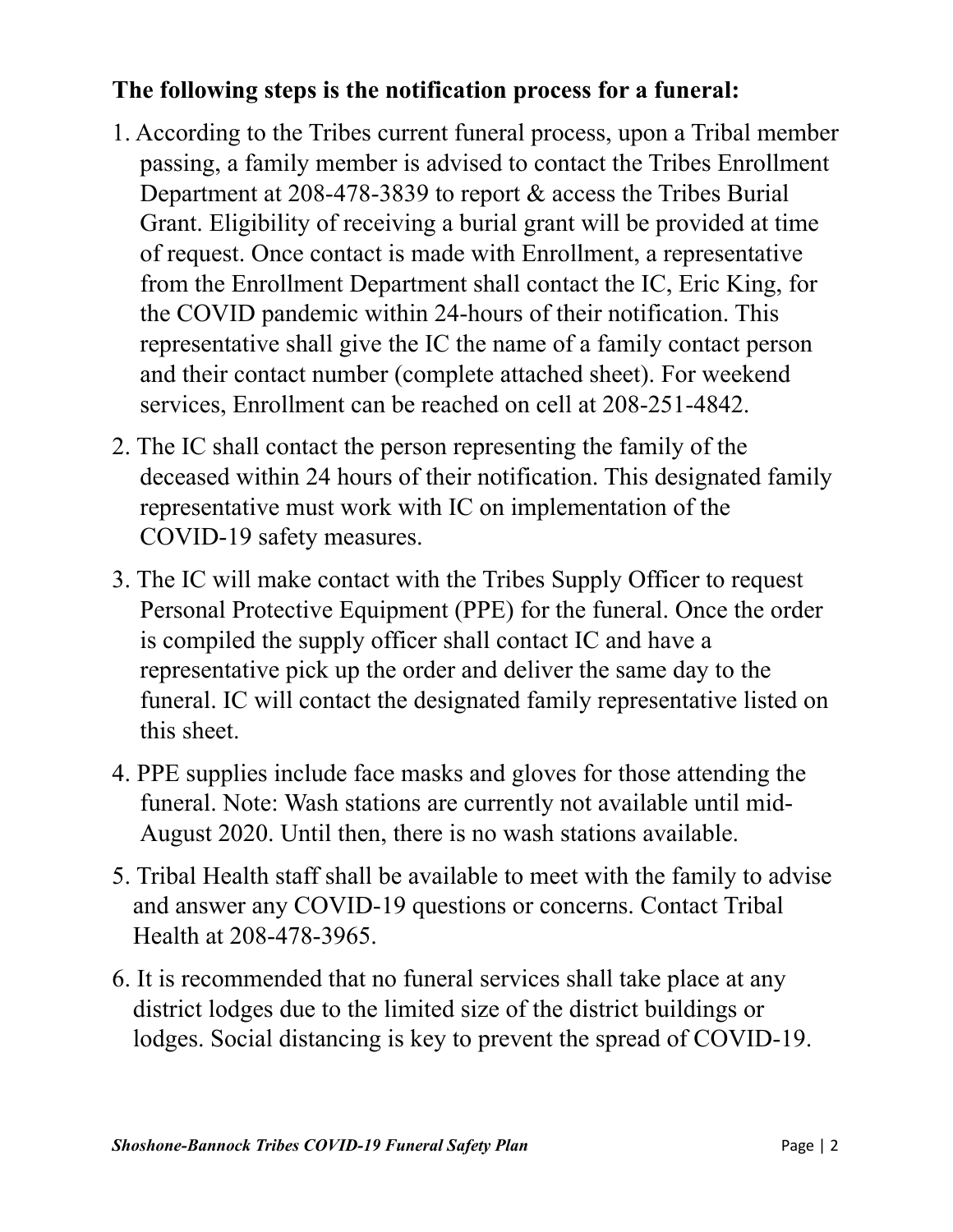**The following steps is the notification process for a funeral:**

1. According to the Tribes current funeral process, upon a Tribal member passing, a family member is advised to contact the Tribes Enrollment Department at 208-478-3839 to report & access the Tribes Burial Grant. Eligibility of receiving a burial grant will be provided at time of request. Once contact is made with Enrollment, a representative from the Enrollment Department shall contact the IC, Eric King, for the COVID pandemic within 24-hours of their notification. This representative shall give the IC the name of a family contact person and their contact number (complete attached sheet). For weekend services, Enrollment can be reached on cell at 208-251-4842.
2. The IC shall contact the person representing the family of the deceased within 24 hours of their notification. This designated family representative must work with IC on implementation of the COVID-19 safety measures.
3. The IC will make contact with the Tribes Supply Officer to request Personal Protective Equipment (PPE) for the funeral. Once the order is compiled the supply officer shall contact IC and have a representative pick up the order and deliver the same day to the funeral. IC will contact the designated family representative listed on this sheet.
4. PPE supplies include face masks and gloves for those attending the funeral. Note: Wash stations are currently not available until mid-August 2020. Until then, there is no wash stations available.
5. Tribal Health staff shall be available to meet with the family to advise and answer any COVID-19 questions or concerns. Contact Tribal Health at 208-478-3965.
6. It is recommended that no funeral services shall take place at any district lodges due to the limited size of the district buildings or lodges. Social distancing is key to prevent the spread of COVID-19.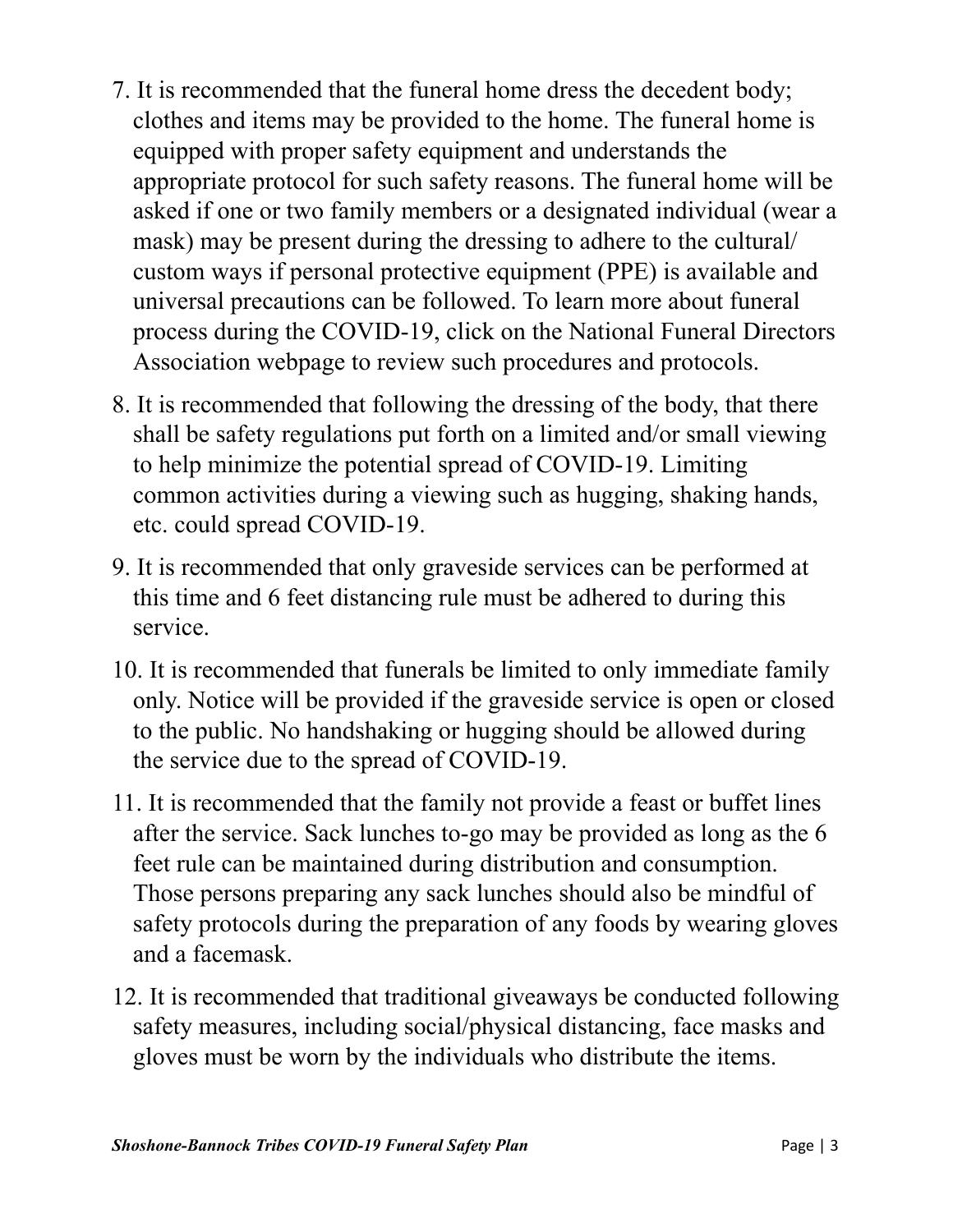7. It is recommended that the funeral home dress the decedent body; clothes and items may be provided to the home. The funeral home is equipped with proper safety equipment and understands the appropriate protocol for such safety reasons. The funeral home will be asked if one or two family members or a designated individual (wear a mask) may be present during the dressing to adhere to the cultural/custom ways if personal protective equipment (PPE) is available and universal precautions can be followed. To learn more about funeral process during the COVID-19, click on the National Funeral Directors Association webpage to review such procedures and protocols.

8. It is recommended that following the dressing of the body, that there shall be safety regulations put forth on a limited and/or small viewing to help minimize the potential spread of COVID-19. Limiting common activities during a viewing such as hugging, shaking hands, etc. could spread COVID-19.

9. It is recommended that only graveside services can be performed at this time and 6 feet distancing rule must be adhered to during this service.

10. It is recommended that funerals be limited to only immediate family only. Notice will be provided if the graveside service is open or closed to the public. No handshaking or hugging should be allowed during the service due to the spread of COVID-19.

11. It is recommended that the family not provide a feast or buffet lines after the service. Sack lunches to-go may be provided as long as the 6 feet rule can be maintained during distribution and consumption. Those persons preparing any sack lunches should also be mindful of safety protocols during the preparation of any foods by wearing gloves and a facemask.

12. It is recommended that traditional giveaways be conducted following safety measures, including social/physical distancing, face masks and gloves must be worn by the individuals who distribute the items.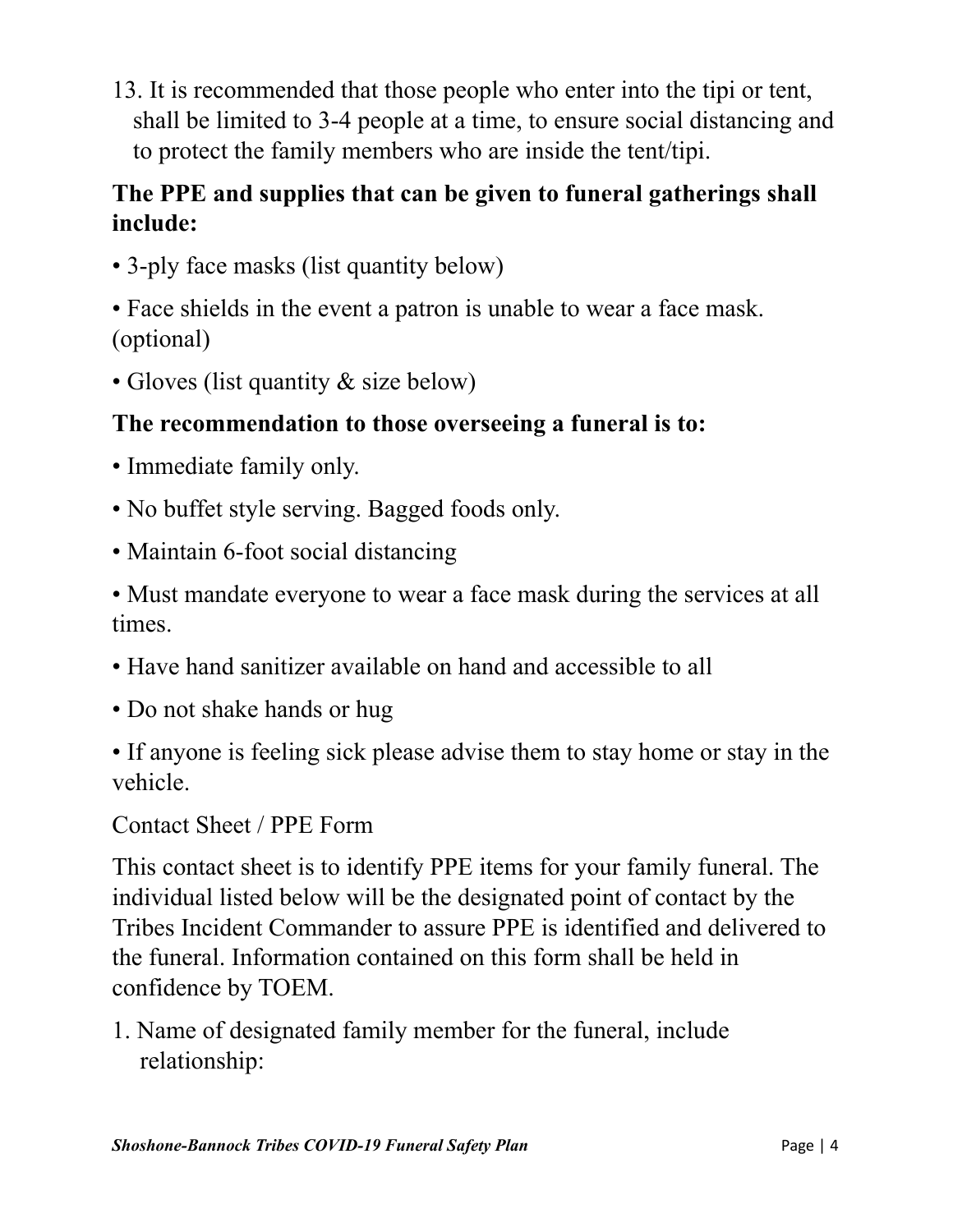13. It is recommended that those people who enter into the tipi or tent, shall be limited to 3-4 people at a time, to ensure social distancing and to protect the family members who are inside the tent/tipi.

**The PPE and supplies that can be given to funeral gatherings shall include:**

- 3-ply face masks (list quantity below)
- Face shields in the event a patron is unable to wear a face mask. (optional)
- Gloves (list quantity & size below)

**The recommendation to those overseeing a funeral is to:**

- Immediate family only.
- No buffet style serving. Bagged foods only.
- Maintain 6-foot social distancing
- Must mandate everyone to wear a face mask during the services at all times.
- Have hand sanitizer available on hand and accessible to all
- Do not shake hands or hug
- If anyone is feeling sick please advise them to stay home or stay in the vehicle.

Contact Sheet / PPE Form

This contact sheet is to identify PPE items for your family funeral. The individual listed below will be the designated point of contact by the Tribes Incident Commander to assure PPE is identified and delivered to the funeral. Information contained on this form shall be held in confidence by TOEM.

1. Name of designated family member for the funeral, include relationship: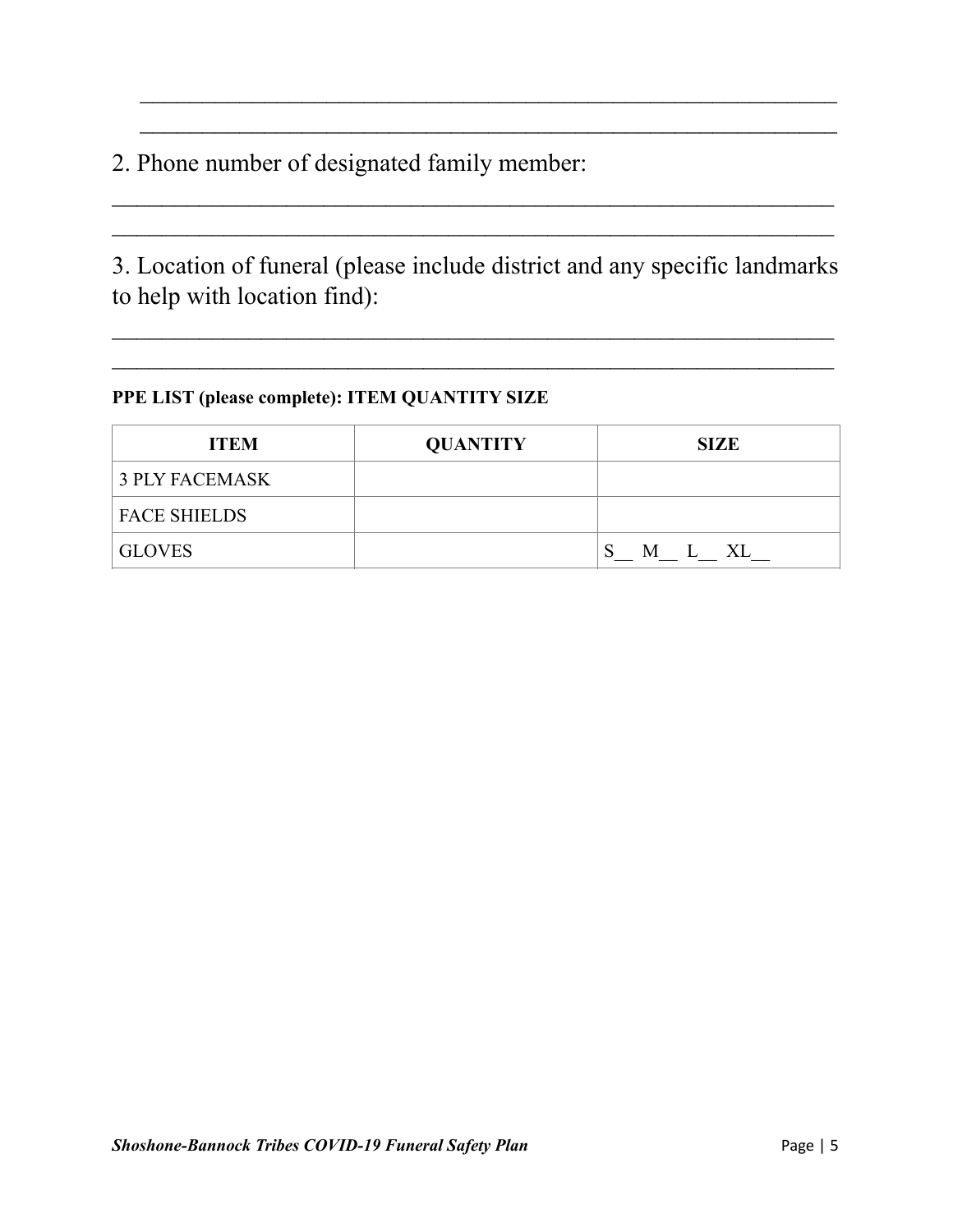\_\_\_\_\_\_\_\_\_\_\_\_\_\_\_\_\_\_\_\_\_\_\_\_\_\_\_\_\_\_\_\_\_\_\_\_\_\_\_\_\_\_\_\_\_\_\_\_\_\_\_\_\_\_\_\_\_\_\_\_
\_\_\_\_\_\_\_\_\_\_\_\_\_\_\_\_\_\_\_\_\_\_\_\_\_\_\_\_\_\_\_\_\_\_\_\_\_\_\_\_\_\_\_\_\_\_\_\_\_\_\_\_\_\_\_\_\_\_\_\_

2. Phone number of designated family member:

\_\_\_\_\_\_\_\_\_\_\_\_\_\_\_\_\_\_\_\_\_\_\_\_\_\_\_\_\_\_\_\_\_\_\_\_\_\_\_\_\_\_\_\_\_\_\_\_\_\_\_\_\_\_\_\_\_\_\_\_
\_\_\_\_\_\_\_\_\_\_\_\_\_\_\_\_\_\_\_\_\_\_\_\_\_\_\_\_\_\_\_\_\_\_\_\_\_\_\_\_\_\_\_\_\_\_\_\_\_\_\_\_\_\_\_\_\_\_\_\_

3. Location of funeral (please include district and any specific landmarks to help with location find):

\_\_\_\_\_\_\_\_\_\_\_\_\_\_\_\_\_\_\_\_\_\_\_\_\_\_\_\_\_\_\_\_\_\_\_\_\_\_\_\_\_\_\_\_\_\_\_\_\_\_\_\_\_\_\_\_\_\_\_\_
\_\_\_\_\_\_\_\_\_\_\_\_\_\_\_\_\_\_\_\_\_\_\_\_\_\_\_\_\_\_\_\_\_\_\_\_\_\_\_\_\_\_\_\_\_\_\_\_\_\_\_\_\_\_\_\_\_\_\_\_

**PPE LIST (please complete): ITEM QUANTITY SIZE**

| ITEM | QUANTITY | SIZE |
| --- | --- | --- |
| 3 PLY FACEMASK | | |
| FACE SHIELDS | | |
| GLOVES | | S__ M__ L__ XL__ |